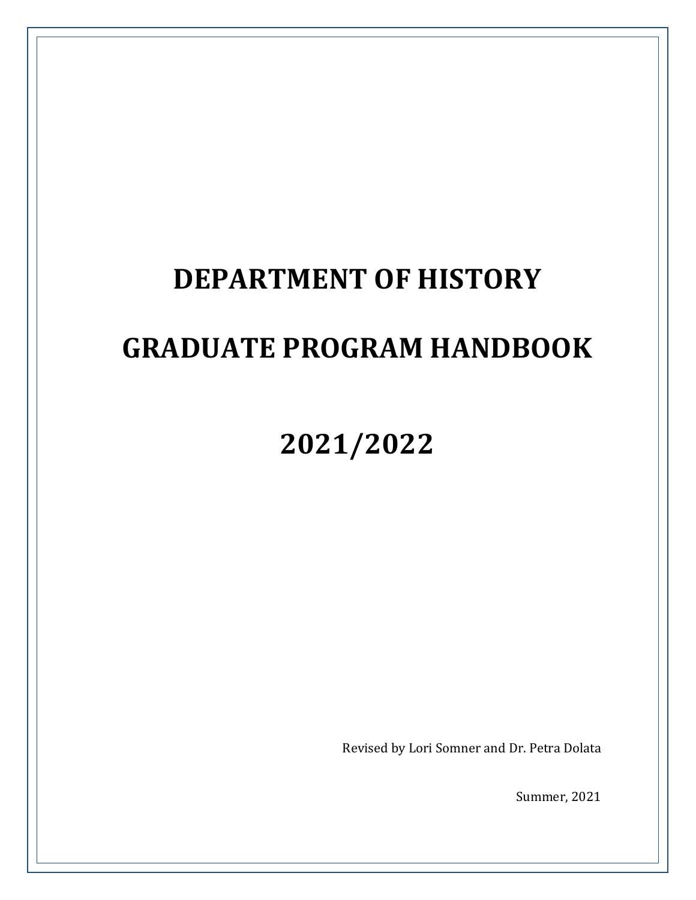# DEPARTMENT OF HISTORY

# GRADUATE PROGRAM HANDBOOK

# 2021/2022

Revised by Lori Somner and Dr. Petra Dolata

Summer, 2021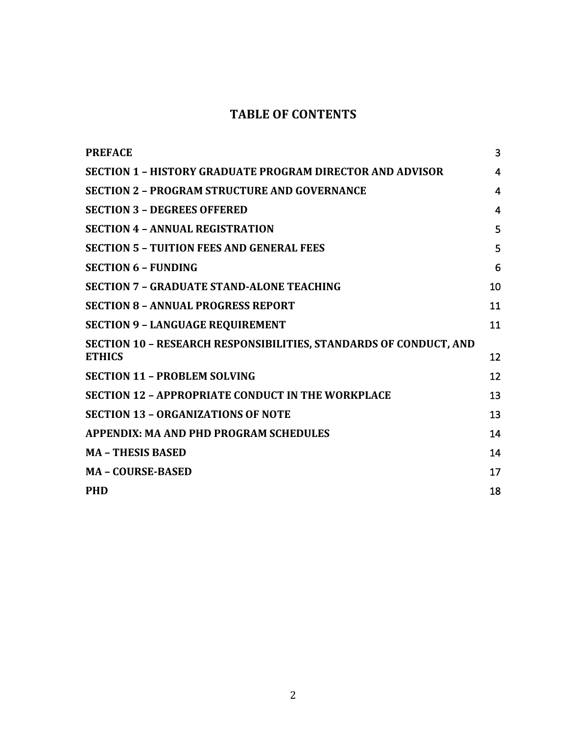# TABLE OF CONTENTS

| | |
|---|---|
| **PREFACE** | 3 |
| **SECTION 1 – HISTORY GRADUATE PROGRAM DIRECTOR AND ADVISOR** | 4 |
| **SECTION 2 – PROGRAM STRUCTURE AND GOVERNANCE** | 4 |
| **SECTION 3 – DEGREES OFFERED** | 4 |
| **SECTION 4 – ANNUAL REGISTRATION** | 5 |
| **SECTION 5 – TUITION FEES AND GENERAL FEES** | 5 |
| **SECTION 6 – FUNDING** | 6 |
| **SECTION 7 – GRADUATE STAND-ALONE TEACHING** | 10 |
| **SECTION 8 – ANNUAL PROGRESS REPORT** | 11 |
| **SECTION 9 – LANGUAGE REQUIREMENT** | 11 |
| **SECTION 10 – RESEARCH RESPONSIBILITIES, STANDARDS OF CONDUCT, AND ETHICS** | 12 |
| **SECTION 11 – PROBLEM SOLVING** | 12 |
| **SECTION 12 – APPROPRIATE CONDUCT IN THE WORKPLACE** | 13 |
| **SECTION 13 – ORGANIZATIONS OF NOTE** | 13 |
| **APPENDIX: MA AND PHD PROGRAM SCHEDULES** | 14 |
| **MA – THESIS BASED** | 14 |
| **MA – COURSE-BASED** | 17 |
| **PHD** | 18 |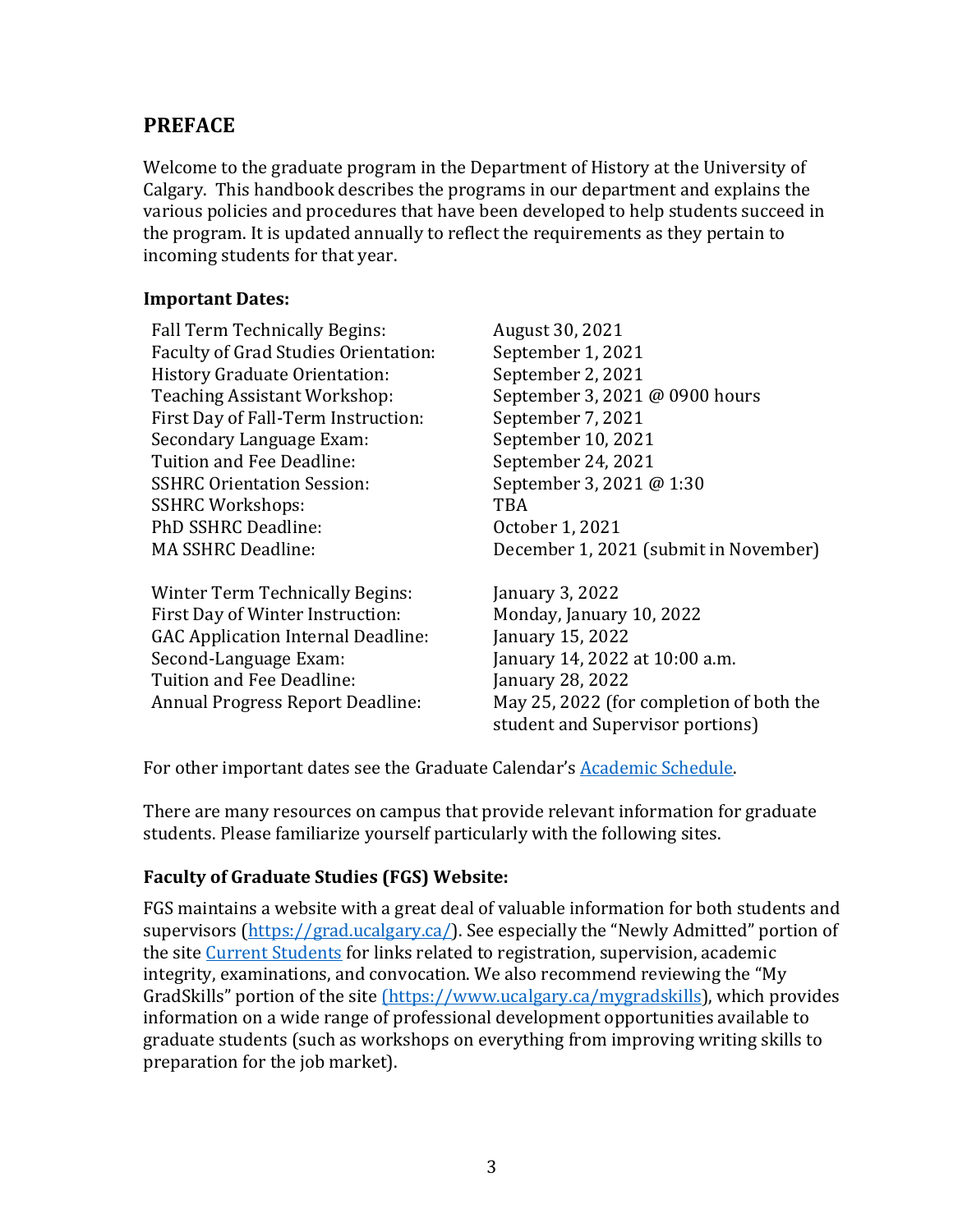## PREFACE

Welcome to the graduate program in the Department of History at the University of Calgary. This handbook describes the programs in our department and explains the various policies and procedures that have been developed to help students succeed in the program. It is updated annually to reflect the requirements as they pertain to incoming students for that year.

**Important Dates:**

| | |
|---|---|
| Fall Term Technically Begins: | August 30, 2021 |
| Faculty of Grad Studies Orientation: | September 1, 2021 |
| History Graduate Orientation: | September 2, 2021 |
| Teaching Assistant Workshop: | September 3, 2021 @ 0900 hours |
| First Day of Fall-Term Instruction: | September 7, 2021 |
| Secondary Language Exam: | September 10, 2021 |
| Tuition and Fee Deadline: | September 24, 2021 |
| SSHRC Orientation Session: | September 3, 2021 @ 1:30 |
| SSHRC Workshops: | TBA |
| PhD SSHRC Deadline: | October 1, 2021 |
| MA SSHRC Deadline: | December 1, 2021 (submit in November) |
| Winter Term Technically Begins: | January 3, 2022 |
| First Day of Winter Instruction: | Monday, January 10, 2022 |
| GAC Application Internal Deadline: | January 15, 2022 |
| Second-Language Exam: | January 14, 2022 at 10:00 a.m. |
| Tuition and Fee Deadline: | January 28, 2022 |
| Annual Progress Report Deadline: | May 25, 2022 (for completion of both the student and Supervisor portions) |

For other important dates see the Graduate Calendar's Academic Schedule.

There are many resources on campus that provide relevant information for graduate students. Please familiarize yourself particularly with the following sites.

### Faculty of Graduate Studies (FGS) Website:

FGS maintains a website with a great deal of valuable information for both students and supervisors (https://grad.ucalgary.ca/). See especially the "Newly Admitted" portion of the site Current Students for links related to registration, supervision, academic integrity, examinations, and convocation. We also recommend reviewing the "My GradSkills" portion of the site (https://www.ucalgary.ca/mygradskills), which provides information on a wide range of professional development opportunities available to graduate students (such as workshops on everything from improving writing skills to preparation for the job market).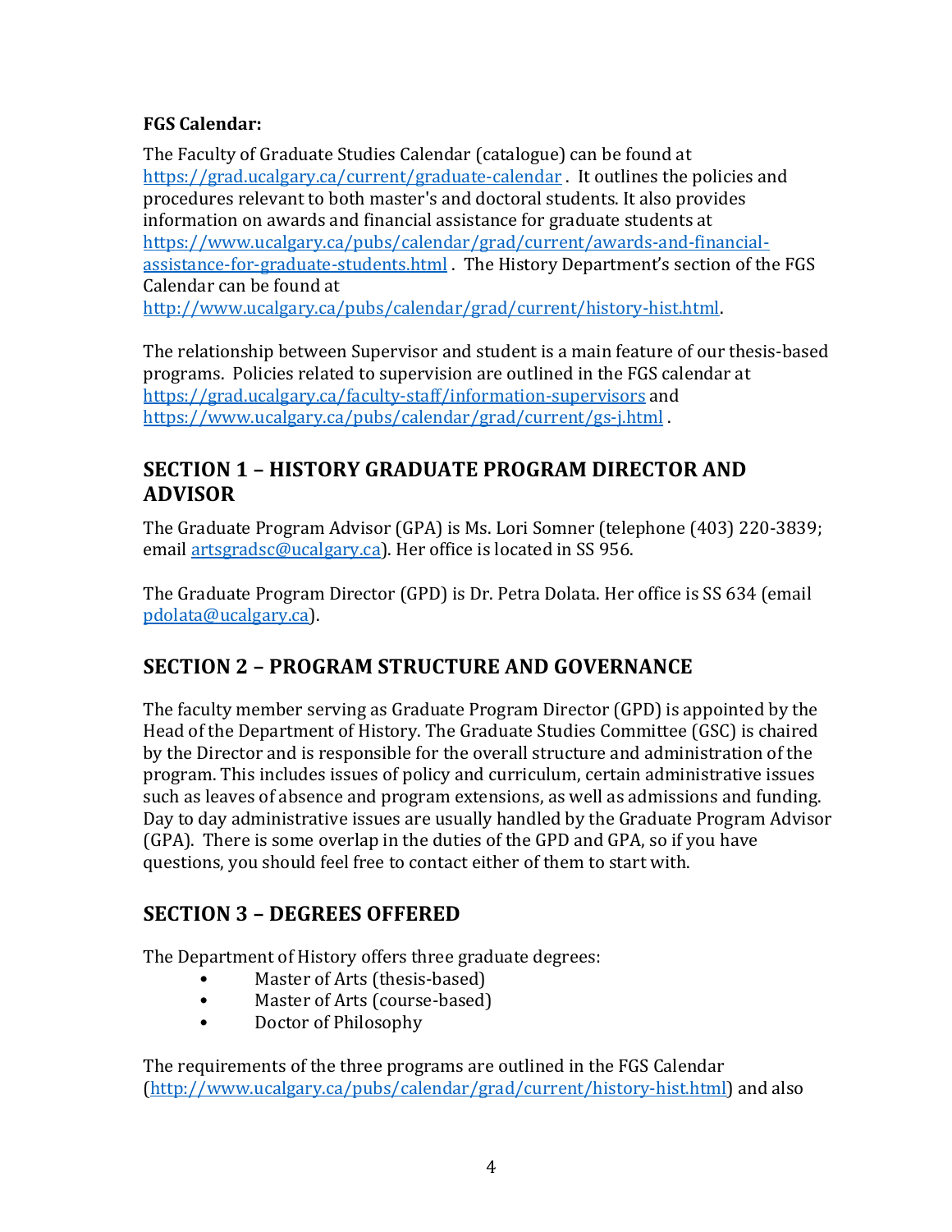**FGS Calendar:**

The Faculty of Graduate Studies Calendar (catalogue) can be found at https://grad.ucalgary.ca/current/graduate-calendar . It outlines the policies and procedures relevant to both master's and doctoral students. It also provides information on awards and financial assistance for graduate students at https://www.ucalgary.ca/pubs/calendar/grad/current/awards-and-financial-assistance-for-graduate-students.html . The History Department's section of the FGS Calendar can be found at http://www.ucalgary.ca/pubs/calendar/grad/current/history-hist.html.

The relationship between Supervisor and student is a main feature of our thesis-based programs. Policies related to supervision are outlined in the FGS calendar at https://grad.ucalgary.ca/faculty-staff/information-supervisors and https://www.ucalgary.ca/pubs/calendar/grad/current/gs-j.html .

## SECTION 1 – HISTORY GRADUATE PROGRAM DIRECTOR AND ADVISOR

The Graduate Program Advisor (GPA) is Ms. Lori Somner (telephone (403) 220-3839; email artsgradsc@ucalgary.ca). Her office is located in SS 956.

The Graduate Program Director (GPD) is Dr. Petra Dolata. Her office is SS 634 (email pdolata@ucalgary.ca).

## SECTION 2 – PROGRAM STRUCTURE AND GOVERNANCE

The faculty member serving as Graduate Program Director (GPD) is appointed by the Head of the Department of History. The Graduate Studies Committee (GSC) is chaired by the Director and is responsible for the overall structure and administration of the program. This includes issues of policy and curriculum, certain administrative issues such as leaves of absence and program extensions, as well as admissions and funding. Day to day administrative issues are usually handled by the Graduate Program Advisor (GPA). There is some overlap in the duties of the GPD and GPA, so if you have questions, you should feel free to contact either of them to start with.

## SECTION 3 – DEGREES OFFERED

The Department of History offers three graduate degrees:

- Master of Arts (thesis-based)
- Master of Arts (course-based)
- Doctor of Philosophy

The requirements of the three programs are outlined in the FGS Calendar (http://www.ucalgary.ca/pubs/calendar/grad/current/history-hist.html) and also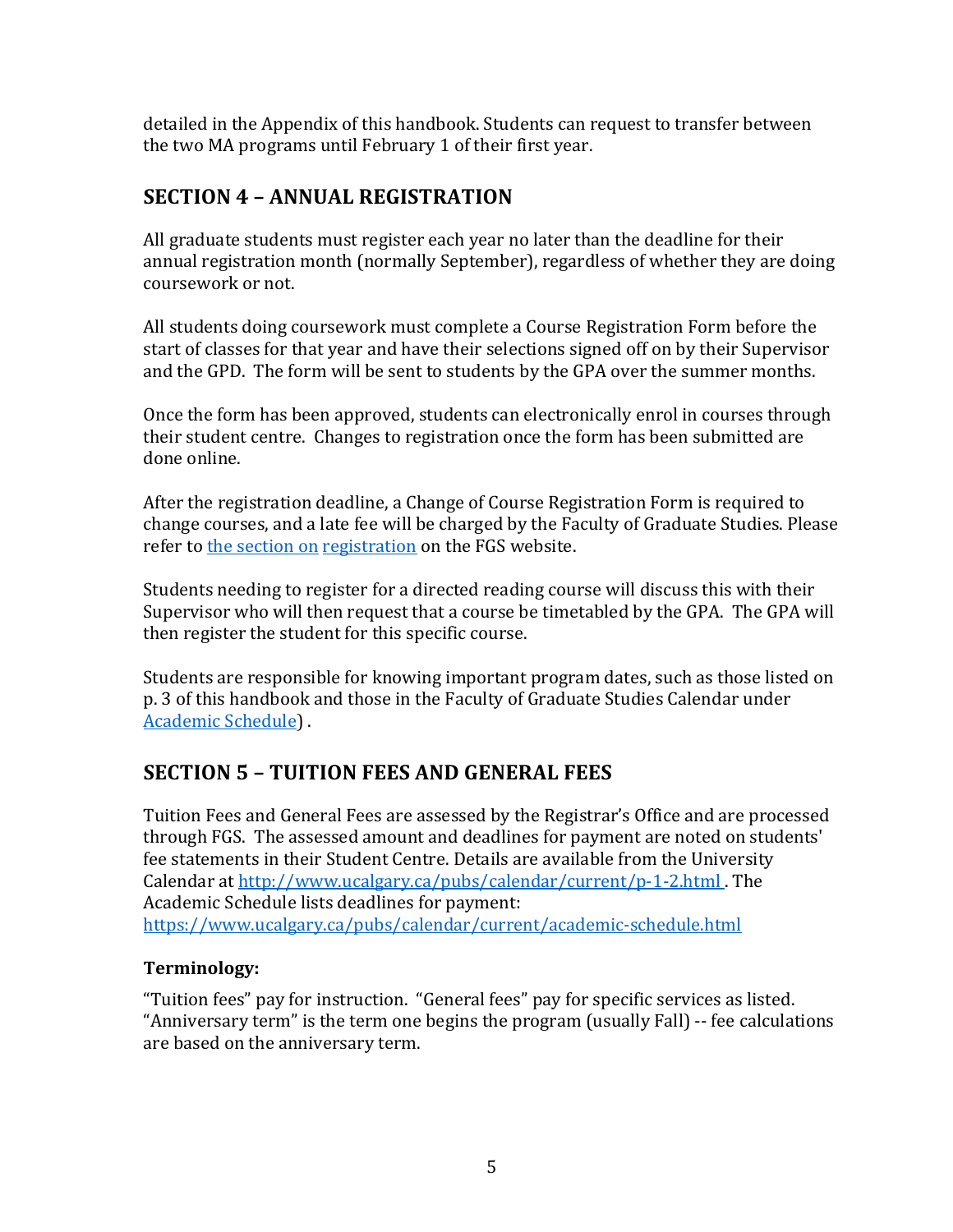detailed in the Appendix of this handbook. Students can request to transfer between the two MA programs until February 1 of their first year.

## SECTION 4 – ANNUAL REGISTRATION

All graduate students must register each year no later than the deadline for their annual registration month (normally September), regardless of whether they are doing coursework or not.

All students doing coursework must complete a Course Registration Form before the start of classes for that year and have their selections signed off on by their Supervisor and the GPD. The form will be sent to students by the GPA over the summer months.

Once the form has been approved, students can electronically enrol in courses through their student centre. Changes to registration once the form has been submitted are done online.

After the registration deadline, a Change of Course Registration Form is required to change courses, and a late fee will be charged by the Faculty of Graduate Studies. Please refer to the section on registration on the FGS website.

Students needing to register for a directed reading course will discuss this with their Supervisor who will then request that a course be timetabled by the GPA. The GPA will then register the student for this specific course.

Students are responsible for knowing important program dates, such as those listed on p. 3 of this handbook and those in the Faculty of Graduate Studies Calendar under Academic Schedule) .

## SECTION 5 – TUITION FEES AND GENERAL FEES

Tuition Fees and General Fees are assessed by the Registrar's Office and are processed through FGS. The assessed amount and deadlines for payment are noted on students' fee statements in their Student Centre. Details are available from the University Calendar at http://www.ucalgary.ca/pubs/calendar/current/p-1-2.html . The Academic Schedule lists deadlines for payment: https://www.ucalgary.ca/pubs/calendar/current/academic-schedule.html

### Terminology:

"Tuition fees" pay for instruction. "General fees" pay for specific services as listed. "Anniversary term" is the term one begins the program (usually Fall) -- fee calculations are based on the anniversary term.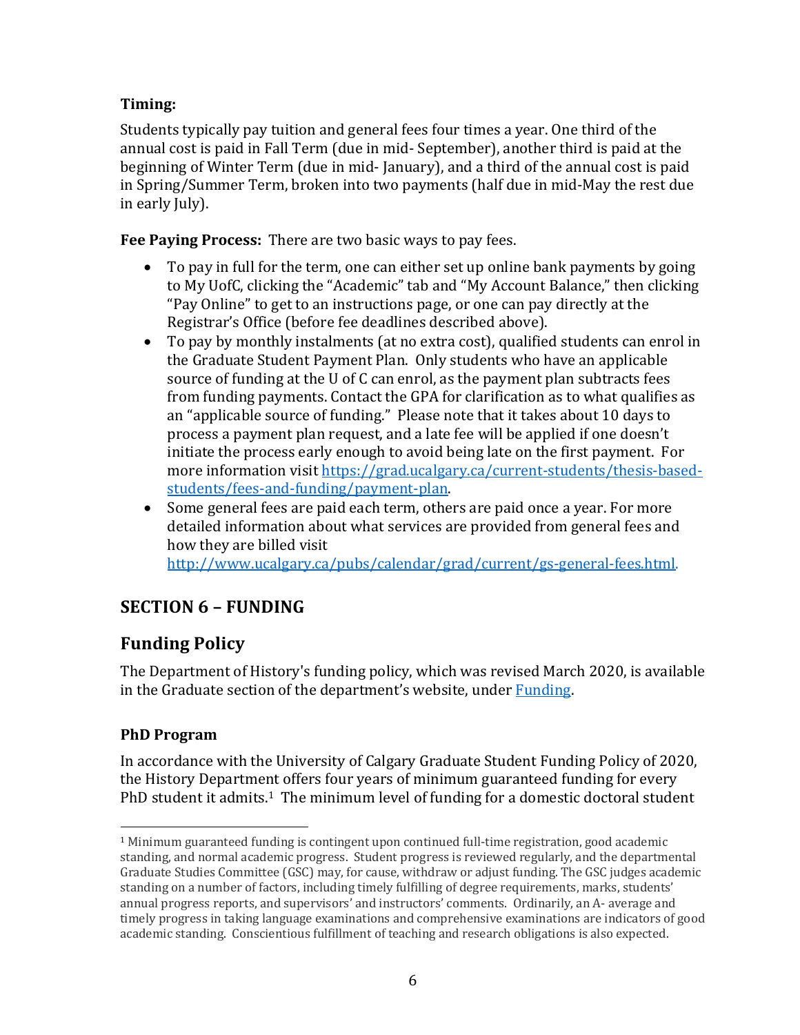**Timing:**

Students typically pay tuition and general fees four times a year. One third of the annual cost is paid in Fall Term (due in mid- September), another third is paid at the beginning of Winter Term (due in mid- January), and a third of the annual cost is paid in Spring/Summer Term, broken into two payments (half due in mid-May the rest due in early July).

**Fee Paying Process:** There are two basic ways to pay fees.

- To pay in full for the term, one can either set up online bank payments by going to My UofC, clicking the "Academic" tab and "My Account Balance," then clicking "Pay Online" to get to an instructions page, or one can pay directly at the Registrar's Office (before fee deadlines described above).
- To pay by monthly instalments (at no extra cost), qualified students can enrol in the Graduate Student Payment Plan. Only students who have an applicable source of funding at the U of C can enrol, as the payment plan subtracts fees from funding payments. Contact the GPA for clarification as to what qualifies as an "applicable source of funding." Please note that it takes about 10 days to process a payment plan request, and a late fee will be applied if one doesn't initiate the process early enough to avoid being late on the first payment. For more information visit https://grad.ucalgary.ca/current-students/thesis-based-students/fees-and-funding/payment-plan.
- Some general fees are paid each term, others are paid once a year. For more detailed information about what services are provided from general fees and how they are billed visit http://www.ucalgary.ca/pubs/calendar/grad/current/gs-general-fees.html.

## SECTION 6 – FUNDING

## Funding Policy

The Department of History's funding policy, which was revised March 2020, is available in the Graduate section of the department's website, under Funding.

### PhD Program

In accordance with the University of Calgary Graduate Student Funding Policy of 2020, the History Department offers four years of minimum guaranteed funding for every PhD student it admits.[1] The minimum level of funding for a domestic doctoral student

[1] Minimum guaranteed funding is contingent upon continued full-time registration, good academic standing, and normal academic progress. Student progress is reviewed regularly, and the departmental Graduate Studies Committee (GSC) may, for cause, withdraw or adjust funding. The GSC judges academic standing on a number of factors, including timely fulfilling of degree requirements, marks, students' annual progress reports, and supervisors' and instructors' comments. Ordinarily, an A- average and timely progress in taking language examinations and comprehensive examinations are indicators of good academic standing. Conscientious fulfillment of teaching and research obligations is also expected.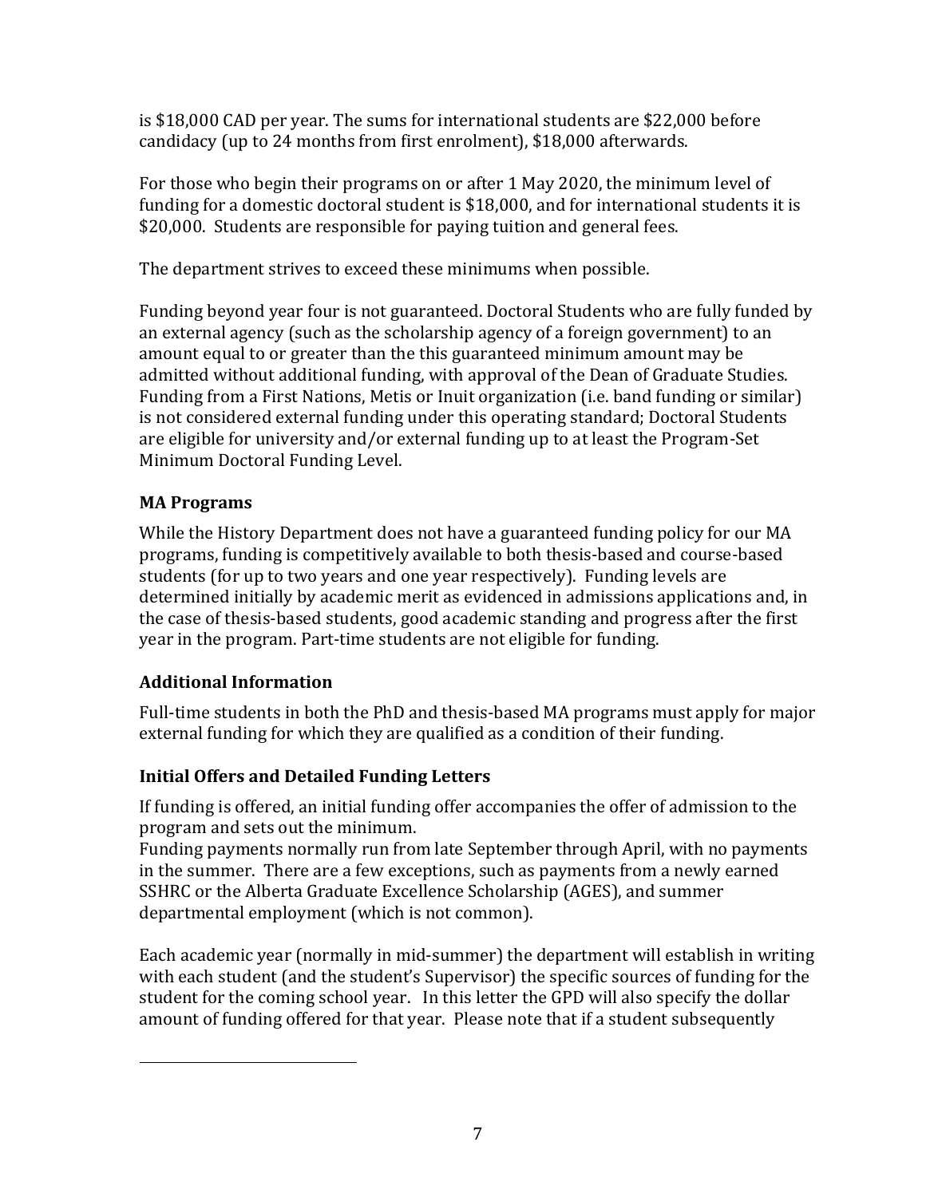is $18,000 CAD per year. The sums for international students are $22,000 before candidacy (up to 24 months from first enrolment), $18,000 afterwards.

For those who begin their programs on or after 1 May 2020, the minimum level of funding for a domestic doctoral student is $18,000, and for international students it is $20,000. Students are responsible for paying tuition and general fees.

The department strives to exceed these minimums when possible.

Funding beyond year four is not guaranteed. Doctoral Students who are fully funded by an external agency (such as the scholarship agency of a foreign government) to an amount equal to or greater than the this guaranteed minimum amount may be admitted without additional funding, with approval of the Dean of Graduate Studies. Funding from a First Nations, Metis or Inuit organization (i.e. band funding or similar) is not considered external funding under this operating standard; Doctoral Students are eligible for university and/or external funding up to at least the Program-Set Minimum Doctoral Funding Level.

### MA Programs

While the History Department does not have a guaranteed funding policy for our MA programs, funding is competitively available to both thesis-based and course-based students (for up to two years and one year respectively). Funding levels are determined initially by academic merit as evidenced in admissions applications and, in the case of thesis-based students, good academic standing and progress after the first year in the program. Part-time students are not eligible for funding.

### Additional Information

Full-time students in both the PhD and thesis-based MA programs must apply for major external funding for which they are qualified as a condition of their funding.

### Initial Offers and Detailed Funding Letters

If funding is offered, an initial funding offer accompanies the offer of admission to the program and sets out the minimum.
Funding payments normally run from late September through April, with no payments in the summer. There are a few exceptions, such as payments from a newly earned SSHRC or the Alberta Graduate Excellence Scholarship (AGES), and summer departmental employment (which is not common).

Each academic year (normally in mid-summer) the department will establish in writing with each student (and the student's Supervisor) the specific sources of funding for the student for the coming school year. In this letter the GPD will also specify the dollar amount of funding offered for that year. Please note that if a student subsequently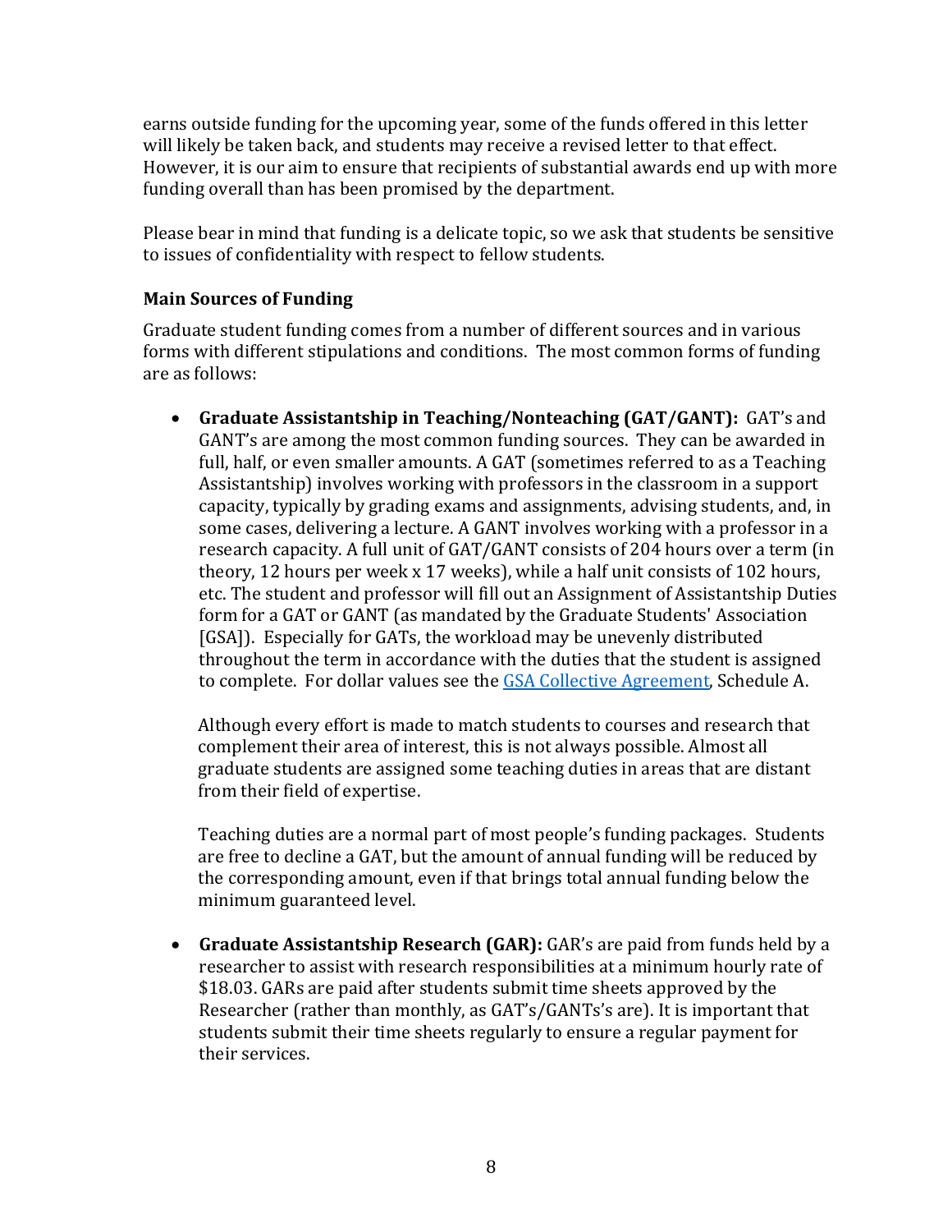earns outside funding for the upcoming year, some of the funds offered in this letter will likely be taken back, and students may receive a revised letter to that effect. However, it is our aim to ensure that recipients of substantial awards end up with more funding overall than has been promised by the department.

Please bear in mind that funding is a delicate topic, so we ask that students be sensitive to issues of confidentiality with respect to fellow students.

### Main Sources of Funding

Graduate student funding comes from a number of different sources and in various forms with different stipulations and conditions. The most common forms of funding are as follows:

- **Graduate Assistantship in Teaching/Nonteaching (GAT/GANT):** GAT's and GANT's are among the most common funding sources. They can be awarded in full, half, or even smaller amounts. A GAT (sometimes referred to as a Teaching Assistantship) involves working with professors in the classroom in a support capacity, typically by grading exams and assignments, advising students, and, in some cases, delivering a lecture. A GANT involves working with a professor in a research capacity. A full unit of GAT/GANT consists of 204 hours over a term (in theory, 12 hours per week x 17 weeks), while a half unit consists of 102 hours, etc. The student and professor will fill out an Assignment of Assistantship Duties form for a GAT or GANT (as mandated by the Graduate Students' Association [GSA]). Especially for GATs, the workload may be unevenly distributed throughout the term in accordance with the duties that the student is assigned to complete. For dollar values see the GSA Collective Agreement, Schedule A.

  Although every effort is made to match students to courses and research that complement their area of interest, this is not always possible. Almost all graduate students are assigned some teaching duties in areas that are distant from their field of expertise.

  Teaching duties are a normal part of most people's funding packages. Students are free to decline a GAT, but the amount of annual funding will be reduced by the corresponding amount, even if that brings total annual funding below the minimum guaranteed level.

- **Graduate Assistantship Research (GAR):** GAR's are paid from funds held by a researcher to assist with research responsibilities at a minimum hourly rate of $18.03. GARs are paid after students submit time sheets approved by the Researcher (rather than monthly, as GAT's/GANTs's are). It is important that students submit their time sheets regularly to ensure a regular payment for their services.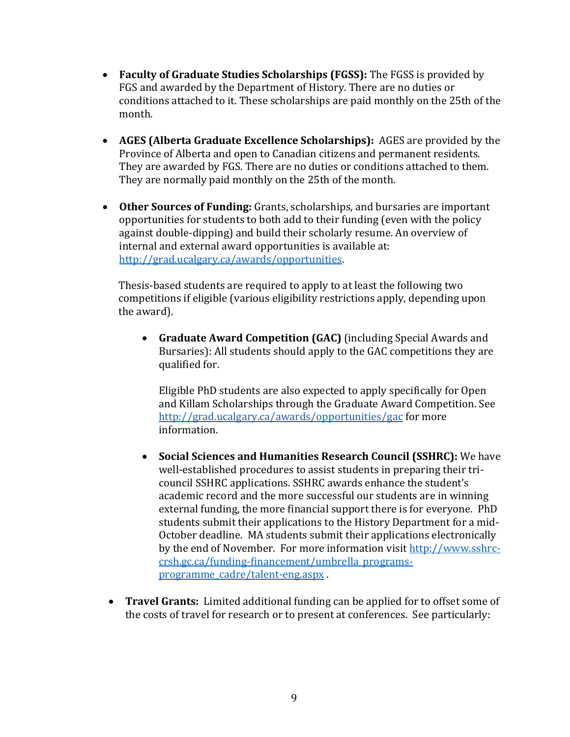- **Faculty of Graduate Studies Scholarships (FGSS):** The FGSS is provided by FGS and awarded by the Department of History. There are no duties or conditions attached to it. These scholarships are paid monthly on the 25th of the month.

- **AGES (Alberta Graduate Excellence Scholarships):** AGES are provided by the Province of Alberta and open to Canadian citizens and permanent residents. They are awarded by FGS. There are no duties or conditions attached to them. They are normally paid monthly on the 25th of the month.

- **Other Sources of Funding:** Grants, scholarships, and bursaries are important opportunities for students to both add to their funding (even with the policy against double-dipping) and build their scholarly resume. An overview of internal and external award opportunities is available at: [http://grad.ucalgary.ca/awards/opportunities](http://grad.ucalgary.ca/awards/opportunities).

  Thesis-based students are required to apply to at least the following two competitions if eligible (various eligibility restrictions apply, depending upon the award).

  - **Graduate Award Competition (GAC)** (including Special Awards and Bursaries): All students should apply to the GAC competitions they are qualified for.

    Eligible PhD students are also expected to apply specifically for Open and Killam Scholarships through the Graduate Award Competition. See [http://grad.ucalgary.ca/awards/opportunities/gac](http://grad.ucalgary.ca/awards/opportunities/gac) for more information.

  - **Social Sciences and Humanities Research Council (SSHRC):** We have well-established procedures to assist students in preparing their tri-council SSHRC applications. SSHRC awards enhance the student's academic record and the more successful our students are in winning external funding, the more financial support there is for everyone. PhD students submit their applications to the History Department for a mid-October deadline. MA students submit their applications electronically by the end of November. For more information visit [http://www.sshrc-crsh.gc.ca/funding-financement/umbrella_programs-programme_cadre/talent-eng.aspx](http://www.sshrc-crsh.gc.ca/funding-financement/umbrella_programs-programme_cadre/talent-eng.aspx) .

- **Travel Grants:** Limited additional funding can be applied for to offset some of the costs of travel for research or to present at conferences. See particularly: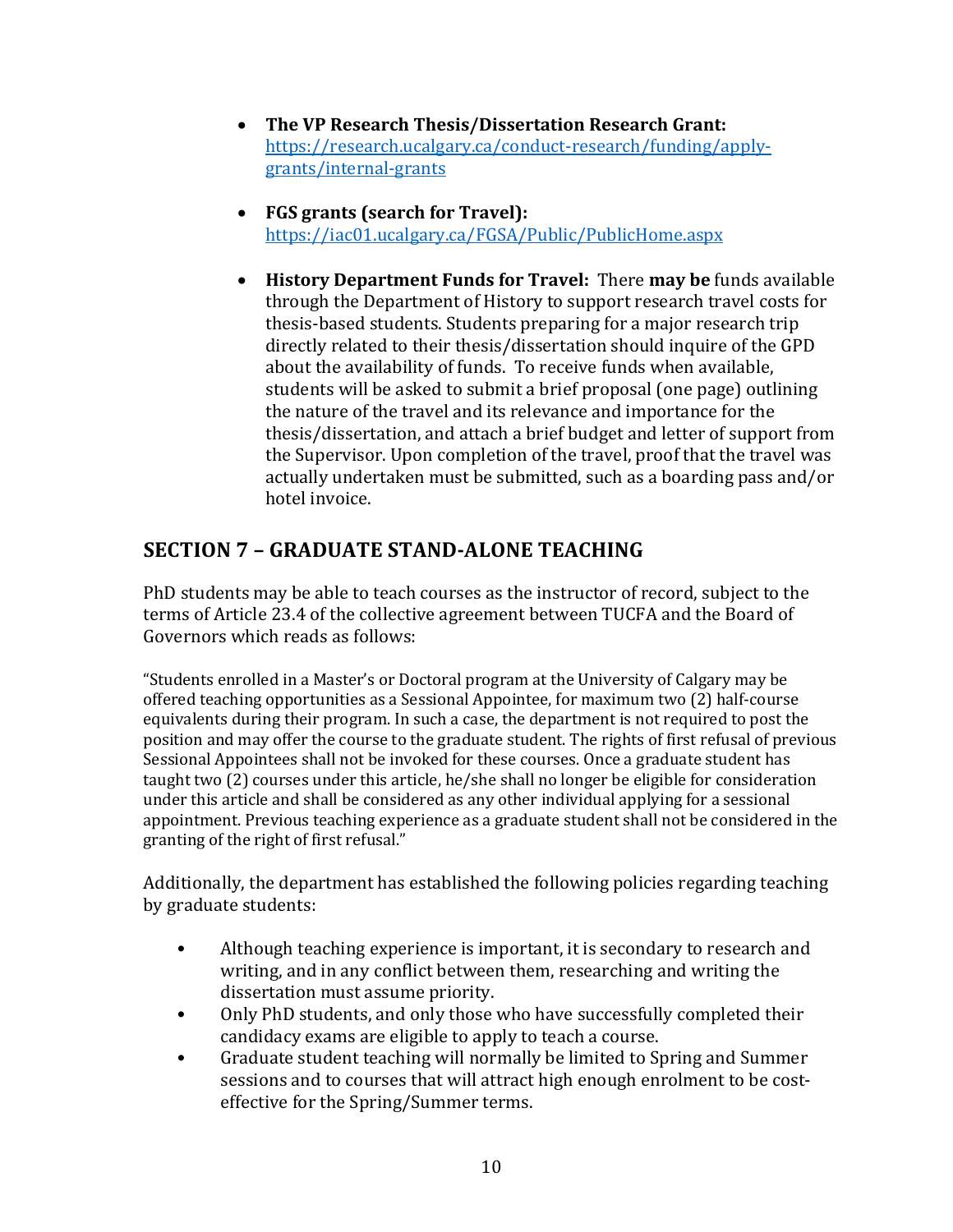- **The VP Research Thesis/Dissertation Research Grant:** [https://research.ucalgary.ca/conduct-research/funding/apply-grants/internal-grants](https://research.ucalgary.ca/conduct-research/funding/apply-grants/internal-grants)

- **FGS grants (search for Travel):** [https://iac01.ucalgary.ca/FGSA/Public/PublicHome.aspx](https://iac01.ucalgary.ca/FGSA/Public/PublicHome.aspx)

- **History Department Funds for Travel:** There **may be** funds available through the Department of History to support research travel costs for thesis-based students. Students preparing for a major research trip directly related to their thesis/dissertation should inquire of the GPD about the availability of funds. To receive funds when available, students will be asked to submit a brief proposal (one page) outlining the nature of the travel and its relevance and importance for the thesis/dissertation, and attach a brief budget and letter of support from the Supervisor. Upon completion of the travel, proof that the travel was actually undertaken must be submitted, such as a boarding pass and/or hotel invoice.

## SECTION 7 – GRADUATE STAND-ALONE TEACHING

PhD students may be able to teach courses as the instructor of record, subject to the terms of Article 23.4 of the collective agreement between TUCFA and the Board of Governors which reads as follows:

"Students enrolled in a Master's or Doctoral program at the University of Calgary may be offered teaching opportunities as a Sessional Appointee, for maximum two (2) half-course equivalents during their program. In such a case, the department is not required to post the position and may offer the course to the graduate student. The rights of first refusal of previous Sessional Appointees shall not be invoked for these courses. Once a graduate student has taught two (2) courses under this article, he/she shall no longer be eligible for consideration under this article and shall be considered as any other individual applying for a sessional appointment. Previous teaching experience as a graduate student shall not be considered in the granting of the right of first refusal."

Additionally, the department has established the following policies regarding teaching by graduate students:

- Although teaching experience is important, it is secondary to research and writing, and in any conflict between them, researching and writing the dissertation must assume priority.
- Only PhD students, and only those who have successfully completed their candidacy exams are eligible to apply to teach a course.
- Graduate student teaching will normally be limited to Spring and Summer sessions and to courses that will attract high enough enrolment to be cost-effective for the Spring/Summer terms.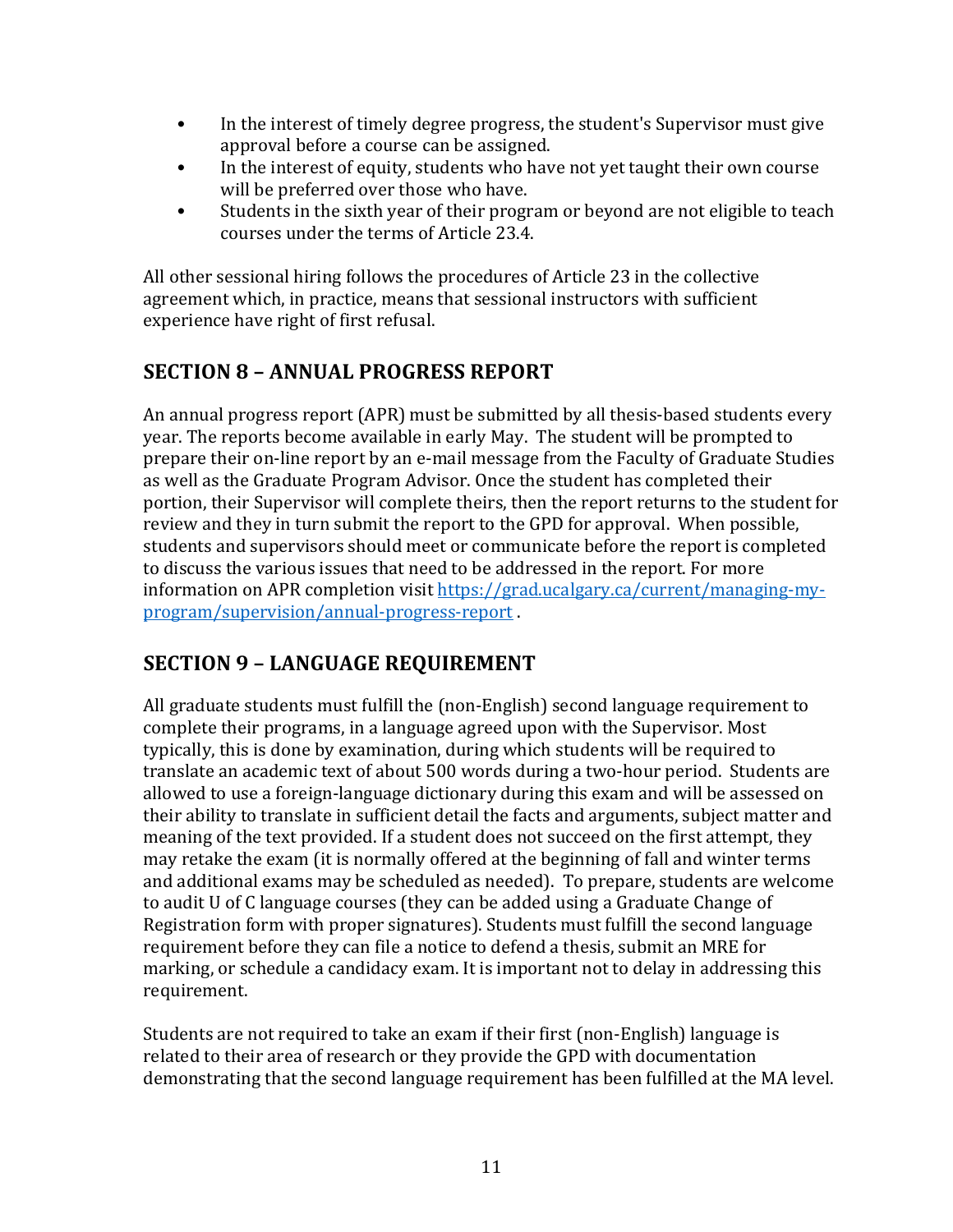- In the interest of timely degree progress, the student's Supervisor must give approval before a course can be assigned.
- In the interest of equity, students who have not yet taught their own course will be preferred over those who have.
- Students in the sixth year of their program or beyond are not eligible to teach courses under the terms of Article 23.4.

All other sessional hiring follows the procedures of Article 23 in the collective agreement which, in practice, means that sessional instructors with sufficient experience have right of first refusal.

## SECTION 8 – ANNUAL PROGRESS REPORT

An annual progress report (APR) must be submitted by all thesis-based students every year. The reports become available in early May. The student will be prompted to prepare their on-line report by an e-mail message from the Faculty of Graduate Studies as well as the Graduate Program Advisor. Once the student has completed their portion, their Supervisor will complete theirs, then the report returns to the student for review and they in turn submit the report to the GPD for approval. When possible, students and supervisors should meet or communicate before the report is completed to discuss the various issues that need to be addressed in the report. For more information on APR completion visit [https://grad.ucalgary.ca/current/managing-my-program/supervision/annual-progress-report](https://grad.ucalgary.ca/current/managing-my-program/supervision/annual-progress-report) .

## SECTION 9 – LANGUAGE REQUIREMENT

All graduate students must fulfill the (non-English) second language requirement to complete their programs, in a language agreed upon with the Supervisor. Most typically, this is done by examination, during which students will be required to translate an academic text of about 500 words during a two-hour period. Students are allowed to use a foreign-language dictionary during this exam and will be assessed on their ability to translate in sufficient detail the facts and arguments, subject matter and meaning of the text provided. If a student does not succeed on the first attempt, they may retake the exam (it is normally offered at the beginning of fall and winter terms and additional exams may be scheduled as needed). To prepare, students are welcome to audit U of C language courses (they can be added using a Graduate Change of Registration form with proper signatures). Students must fulfill the second language requirement before they can file a notice to defend a thesis, submit an MRE for marking, or schedule a candidacy exam. It is important not to delay in addressing this requirement.

Students are not required to take an exam if their first (non-English) language is related to their area of research or they provide the GPD with documentation demonstrating that the second language requirement has been fulfilled at the MA level.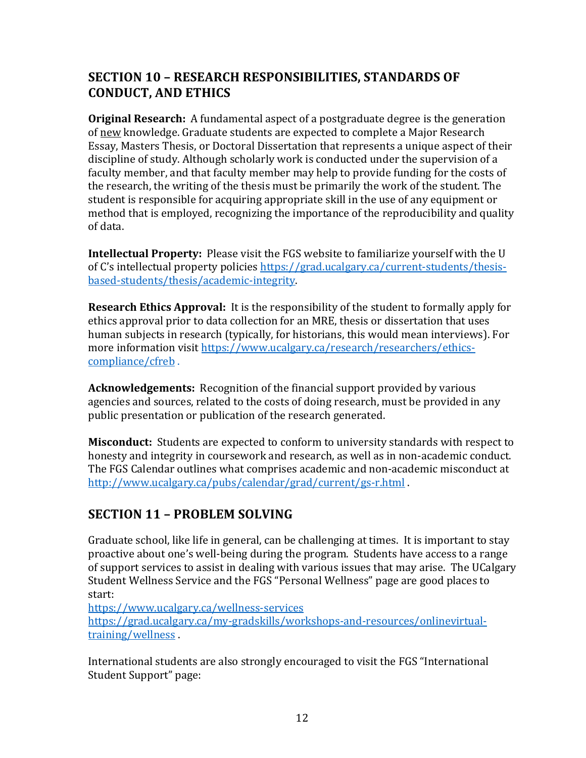## SECTION 10 – RESEARCH RESPONSIBILITIES, STANDARDS OF CONDUCT, AND ETHICS

**Original Research:** A fundamental aspect of a postgraduate degree is the generation of new knowledge. Graduate students are expected to complete a Major Research Essay, Masters Thesis, or Doctoral Dissertation that represents a unique aspect of their discipline of study. Although scholarly work is conducted under the supervision of a faculty member, and that faculty member may help to provide funding for the costs of the research, the writing of the thesis must be primarily the work of the student. The student is responsible for acquiring appropriate skill in the use of any equipment or method that is employed, recognizing the importance of the reproducibility and quality of data.

**Intellectual Property:** Please visit the FGS website to familiarize yourself with the U of C's intellectual property policies [https://grad.ucalgary.ca/current-students/thesis-based-students/thesis/academic-integrity](https://grad.ucalgary.ca/current-students/thesis-based-students/thesis/academic-integrity).

**Research Ethics Approval:** It is the responsibility of the student to formally apply for ethics approval prior to data collection for an MRE, thesis or dissertation that uses human subjects in research (typically, for historians, this would mean interviews). For more information visit [https://www.ucalgary.ca/research/researchers/ethics-compliance/cfreb](https://www.ucalgary.ca/research/researchers/ethics-compliance/cfreb) .

**Acknowledgements:** Recognition of the financial support provided by various agencies and sources, related to the costs of doing research, must be provided in any public presentation or publication of the research generated.

**Misconduct:** Students are expected to conform to university standards with respect to honesty and integrity in coursework and research, as well as in non-academic conduct. The FGS Calendar outlines what comprises academic and non-academic misconduct at [http://www.ucalgary.ca/pubs/calendar/grad/current/gs-r.html](http://www.ucalgary.ca/pubs/calendar/grad/current/gs-r.html) .

## SECTION 11 – PROBLEM SOLVING

Graduate school, like life in general, can be challenging at times. It is important to stay proactive about one's well-being during the program. Students have access to a range of support services to assist in dealing with various issues that may arise. The UCalgary Student Wellness Service and the FGS "Personal Wellness" page are good places to start:
[https://www.ucalgary.ca/wellness-services](https://www.ucalgary.ca/wellness-services)
[https://grad.ucalgary.ca/my-gradskills/workshops-and-resources/onlinevirtual-training/wellness](https://grad.ucalgary.ca/my-gradskills/workshops-and-resources/onlinevirtual-training/wellness) .

International students are also strongly encouraged to visit the FGS "International Student Support" page: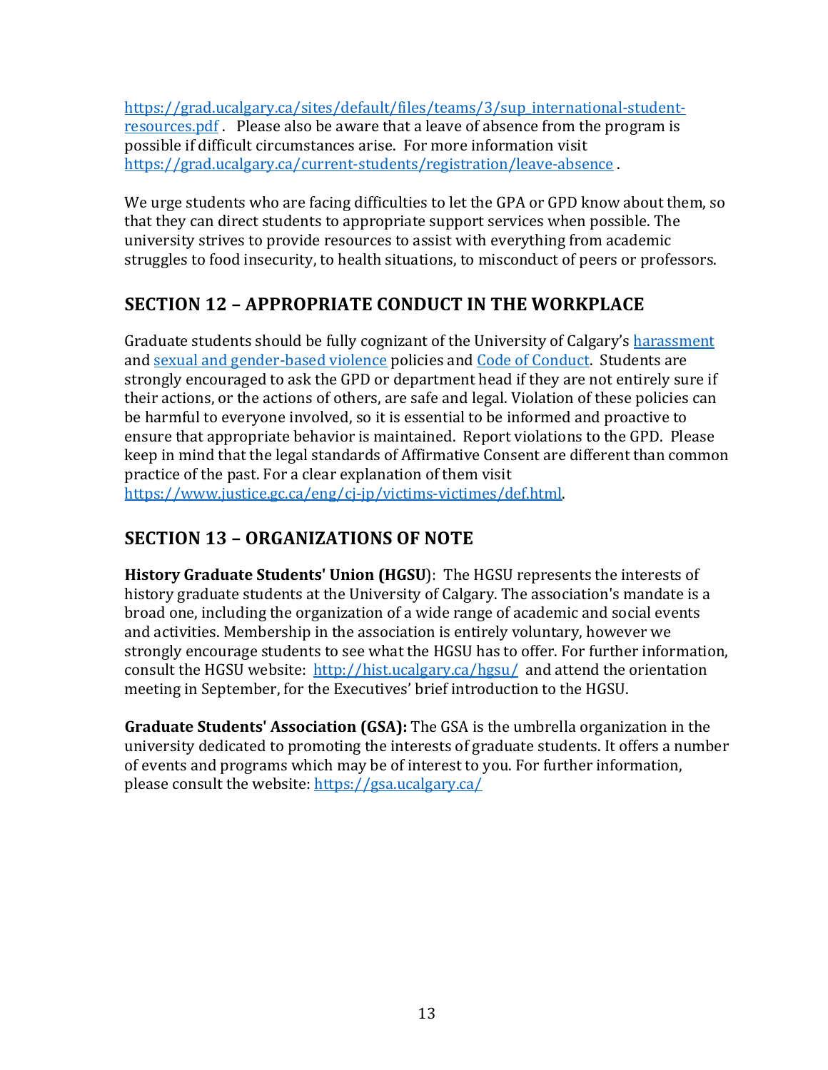https://grad.ucalgary.ca/sites/default/files/teams/3/sup_international-student-resources.pdf . Please also be aware that a leave of absence from the program is possible if difficult circumstances arise. For more information visit https://grad.ucalgary.ca/current-students/registration/leave-absence .

We urge students who are facing difficulties to let the GPA or GPD know about them, so that they can direct students to appropriate support services when possible. The university strives to provide resources to assist with everything from academic struggles to food insecurity, to health situations, to misconduct of peers or professors.

## SECTION 12 – APPROPRIATE CONDUCT IN THE WORKPLACE

Graduate students should be fully cognizant of the University of Calgary's harassment and sexual and gender-based violence policies and Code of Conduct. Students are strongly encouraged to ask the GPD or department head if they are not entirely sure if their actions, or the actions of others, are safe and legal. Violation of these policies can be harmful to everyone involved, so it is essential to be informed and proactive to ensure that appropriate behavior is maintained. Report violations to the GPD. Please keep in mind that the legal standards of Affirmative Consent are different than common practice of the past. For a clear explanation of them visit https://www.justice.gc.ca/eng/cj-jp/victims-victimes/def.html.

## SECTION 13 – ORGANIZATIONS OF NOTE

**History Graduate Students' Union (HGSU)**: The HGSU represents the interests of history graduate students at the University of Calgary. The association's mandate is a broad one, including the organization of a wide range of academic and social events and activities. Membership in the association is entirely voluntary, however we strongly encourage students to see what the HGSU has to offer. For further information, consult the HGSU website: http://hist.ucalgary.ca/hgsu/ and attend the orientation meeting in September, for the Executives' brief introduction to the HGSU.

**Graduate Students' Association (GSA):** The GSA is the umbrella organization in the university dedicated to promoting the interests of graduate students. It offers a number of events and programs which may be of interest to you. For further information, please consult the website: https://gsa.ucalgary.ca/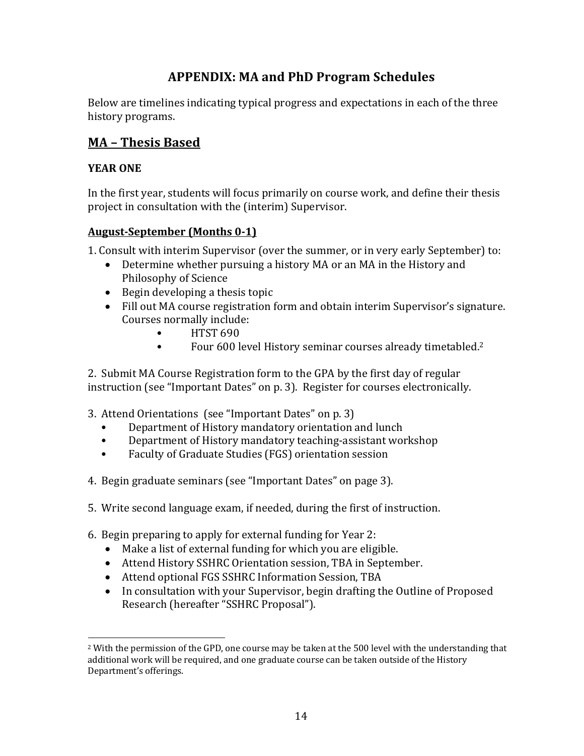# APPENDIX: MA and PhD Program Schedules

Below are timelines indicating typical progress and expectations in each of the three history programs.

## MA – Thesis Based

### YEAR ONE

In the first year, students will focus primarily on course work, and define their thesis project in consultation with the (interim) Supervisor.

#### August-September (Months 0-1)

1. Consult with interim Supervisor (over the summer, or in very early September) to:
   - Determine whether pursuing a history MA or an MA in the History and Philosophy of Science
   - Begin developing a thesis topic
   - Fill out MA course registration form and obtain interim Supervisor's signature. Courses normally include:
     - HTST 690
     - Four 600 level History seminar courses already timetabled.[2]

2. Submit MA Course Registration form to the GPA by the first day of regular instruction (see "Important Dates" on p. 3). Register for courses electronically.

3. Attend Orientations (see "Important Dates" on p. 3)
   - Department of History mandatory orientation and lunch
   - Department of History mandatory teaching-assistant workshop
   - Faculty of Graduate Studies (FGS) orientation session

4. Begin graduate seminars (see "Important Dates" on page 3).

5. Write second language exam, if needed, during the first of instruction.

6. Begin preparing to apply for external funding for Year 2:
   - Make a list of external funding for which you are eligible.
   - Attend History SSHRC Orientation session, TBA in September.
   - Attend optional FGS SSHRC Information Session, TBA
   - In consultation with your Supervisor, begin drafting the Outline of Proposed Research (hereafter "SSHRC Proposal").

---

[2] With the permission of the GPD, one course may be taken at the 500 level with the understanding that additional work will be required, and one graduate course can be taken outside of the History Department's offerings.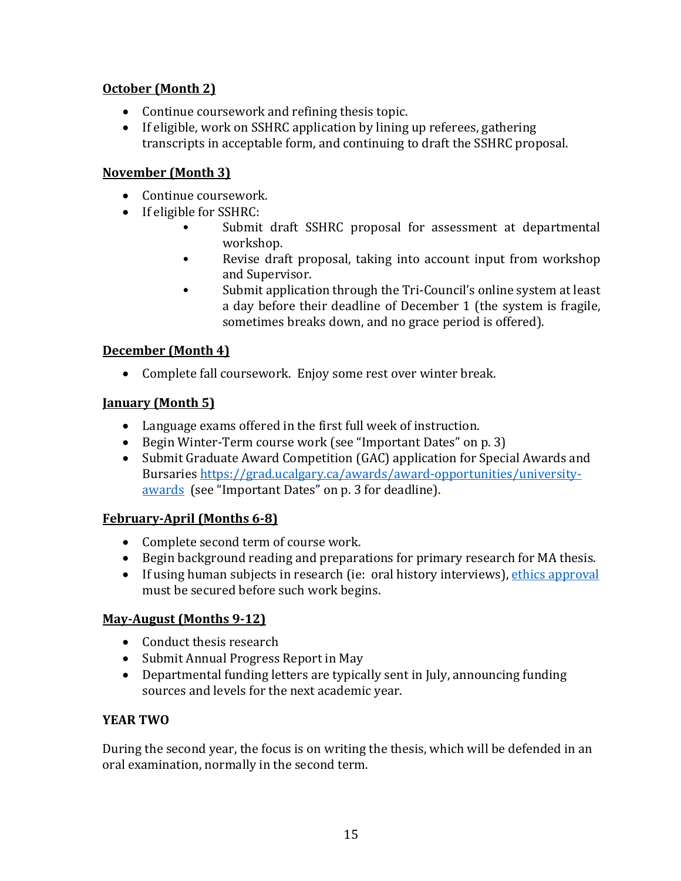**October (Month 2)**

- Continue coursework and refining thesis topic.
- If eligible, work on SSHRC application by lining up referees, gathering transcripts in acceptable form, and continuing to draft the SSHRC proposal.

**November (Month 3)**

- Continue coursework.
- If eligible for SSHRC:
    - Submit draft SSHRC proposal for assessment at departmental workshop.
    - Revise draft proposal, taking into account input from workshop and Supervisor.
    - Submit application through the Tri-Council's online system at least a day before their deadline of December 1 (the system is fragile, sometimes breaks down, and no grace period is offered).

**December (Month 4)**

- Complete fall coursework. Enjoy some rest over winter break.

**January (Month 5)**

- Language exams offered in the first full week of instruction.
- Begin Winter-Term course work (see "Important Dates" on p. 3)
- Submit Graduate Award Competition (GAC) application for Special Awards and Bursaries [https://grad.ucalgary.ca/awards/award-opportunities/university-awards](https://grad.ucalgary.ca/awards/award-opportunities/university-awards) (see "Important Dates" on p. 3 for deadline).

**February-April (Months 6-8)**

- Complete second term of course work.
- Begin background reading and preparations for primary research for MA thesis.
- If using human subjects in research (ie: oral history interviews), ethics approval must be secured before such work begins.

**May-August (Months 9-12)**

- Conduct thesis research
- Submit Annual Progress Report in May
- Departmental funding letters are typically sent in July, announcing funding sources and levels for the next academic year.

**YEAR TWO**

During the second year, the focus is on writing the thesis, which will be defended in an oral examination, normally in the second term.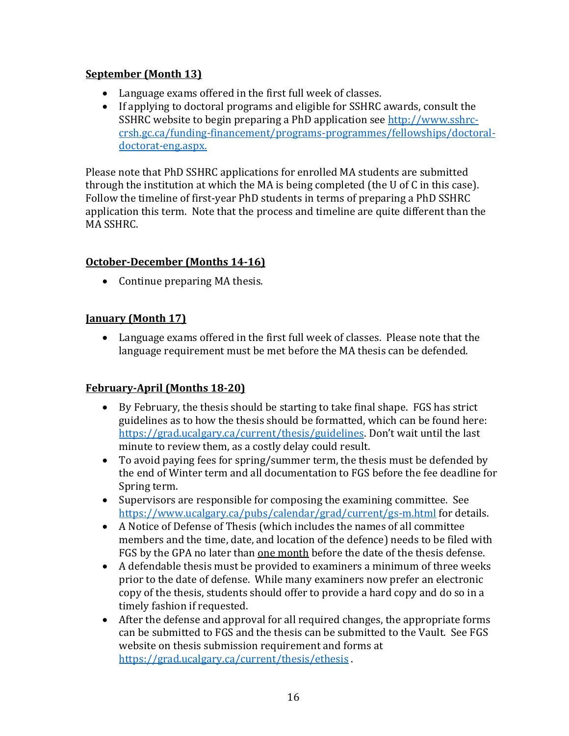**September (Month 13)**

- Language exams offered in the first full week of classes.
- If applying to doctoral programs and eligible for SSHRC awards, consult the SSHRC website to begin preparing a PhD application see http://www.sshrc-crsh.gc.ca/funding-financement/programs-programmes/fellowships/doctoral-doctorat-eng.aspx.

Please note that PhD SSHRC applications for enrolled MA students are submitted through the institution at which the MA is being completed (the U of C in this case). Follow the timeline of first-year PhD students in terms of preparing a PhD SSHRC application this term. Note that the process and timeline are quite different than the MA SSHRC.

**October-December (Months 14-16)**

- Continue preparing MA thesis.

**January (Month 17)**

- Language exams offered in the first full week of classes. Please note that the language requirement must be met before the MA thesis can be defended.

**February-April (Months 18-20)**

- By February, the thesis should be starting to take final shape. FGS has strict guidelines as to how the thesis should be formatted, which can be found here: https://grad.ucalgary.ca/current/thesis/guidelines. Don't wait until the last minute to review them, as a costly delay could result.
- To avoid paying fees for spring/summer term, the thesis must be defended by the end of Winter term and all documentation to FGS before the fee deadline for Spring term.
- Supervisors are responsible for composing the examining committee. See https://www.ucalgary.ca/pubs/calendar/grad/current/gs-m.html for details.
- A Notice of Defense of Thesis (which includes the names of all committee members and the time, date, and location of the defence) needs to be filed with FGS by the GPA no later than one month before the date of the thesis defense.
- A defendable thesis must be provided to examiners a minimum of three weeks prior to the date of defense. While many examiners now prefer an electronic copy of the thesis, students should offer to provide a hard copy and do so in a timely fashion if requested.
- After the defense and approval for all required changes, the appropriate forms can be submitted to FGS and the thesis can be submitted to the Vault. See FGS website on thesis submission requirement and forms at https://grad.ucalgary.ca/current/thesis/ethesis .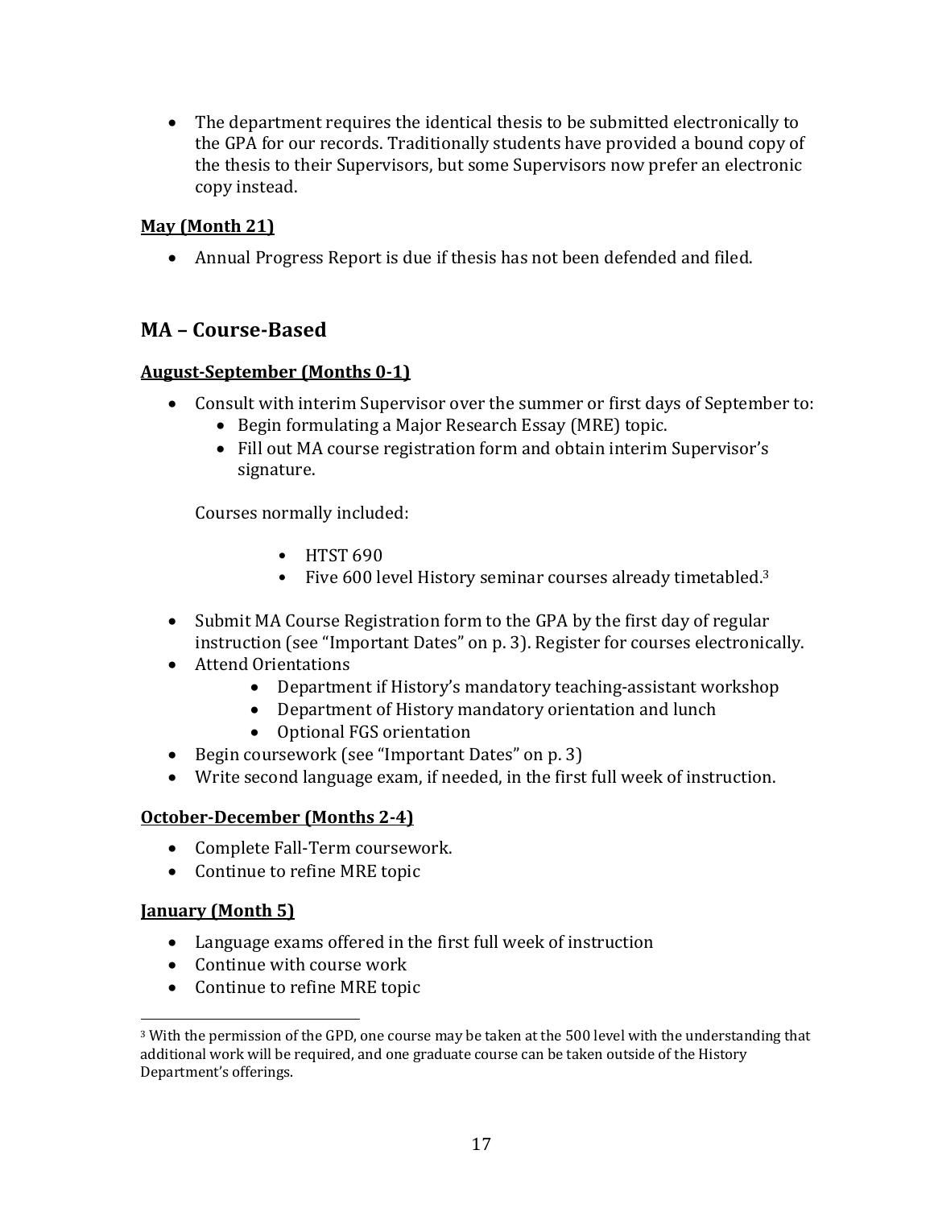- The department requires the identical thesis to be submitted electronically to the GPA for our records. Traditionally students have provided a bound copy of the thesis to their Supervisors, but some Supervisors now prefer an electronic copy instead.

**May (Month 21)**

- Annual Progress Report is due if thesis has not been defended and filed.

## MA – Course-Based

**August-September (Months 0-1)**

- Consult with interim Supervisor over the summer or first days of September to:
  - Begin formulating a Major Research Essay (MRE) topic.
  - Fill out MA course registration form and obtain interim Supervisor's signature.

  Courses normally included:

  - HTST 690
  - Five 600 level History seminar courses already timetabled.[3]

- Submit MA Course Registration form to the GPA by the first day of regular instruction (see "Important Dates" on p. 3). Register for courses electronically.
- Attend Orientations
  - Department if History's mandatory teaching-assistant workshop
  - Department of History mandatory orientation and lunch
  - Optional FGS orientation
- Begin coursework (see "Important Dates" on p. 3)
- Write second language exam, if needed, in the first full week of instruction.

**October-December (Months 2-4)**

- Complete Fall-Term coursework.
- Continue to refine MRE topic

**January (Month 5)**

- Language exams offered in the first full week of instruction
- Continue with course work
- Continue to refine MRE topic

[3] With the permission of the GPD, one course may be taken at the 500 level with the understanding that additional work will be required, and one graduate course can be taken outside of the History Department's offerings.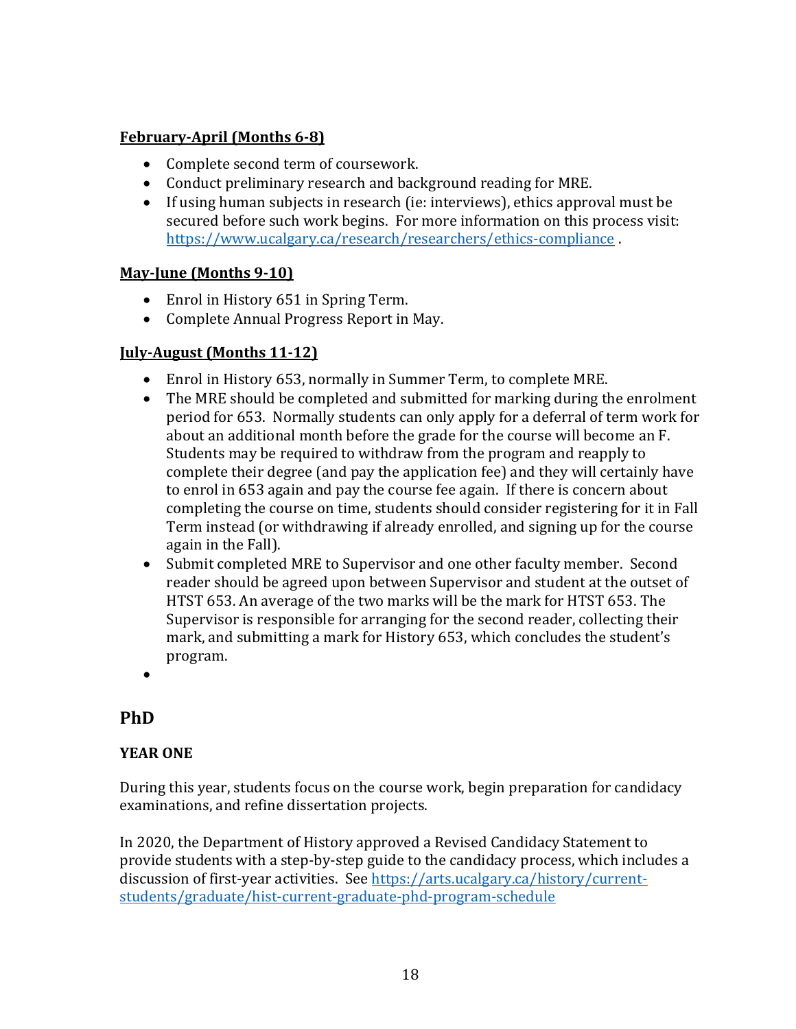**February-April (Months 6-8)**

- Complete second term of coursework.
- Conduct preliminary research and background reading for MRE.
- If using human subjects in research (ie: interviews), ethics approval must be secured before such work begins. For more information on this process visit: https://www.ucalgary.ca/research/researchers/ethics-compliance .

**May-June (Months 9-10)**

- Enrol in History 651 in Spring Term.
- Complete Annual Progress Report in May.

**July-August (Months 11-12)**

- Enrol in History 653, normally in Summer Term, to complete MRE.
- The MRE should be completed and submitted for marking during the enrolment period for 653. Normally students can only apply for a deferral of term work for about an additional month before the grade for the course will become an F. Students may be required to withdraw from the program and reapply to complete their degree (and pay the application fee) and they will certainly have to enrol in 653 again and pay the course fee again. If there is concern about completing the course on time, students should consider registering for it in Fall Term instead (or withdrawing if already enrolled, and signing up for the course again in the Fall).
- Submit completed MRE to Supervisor and one other faculty member. Second reader should be agreed upon between Supervisor and student at the outset of HTST 653. An average of the two marks will be the mark for HTST 653. The Supervisor is responsible for arranging for the second reader, collecting their mark, and submitting a mark for History 653, which concludes the student's program.

## PhD

**YEAR ONE**

During this year, students focus on the course work, begin preparation for candidacy examinations, and refine dissertation projects.

In 2020, the Department of History approved a Revised Candidacy Statement to provide students with a step-by-step guide to the candidacy process, which includes a discussion of first-year activities. See https://arts.ucalgary.ca/history/current-students/graduate/hist-current-graduate-phd-program-schedule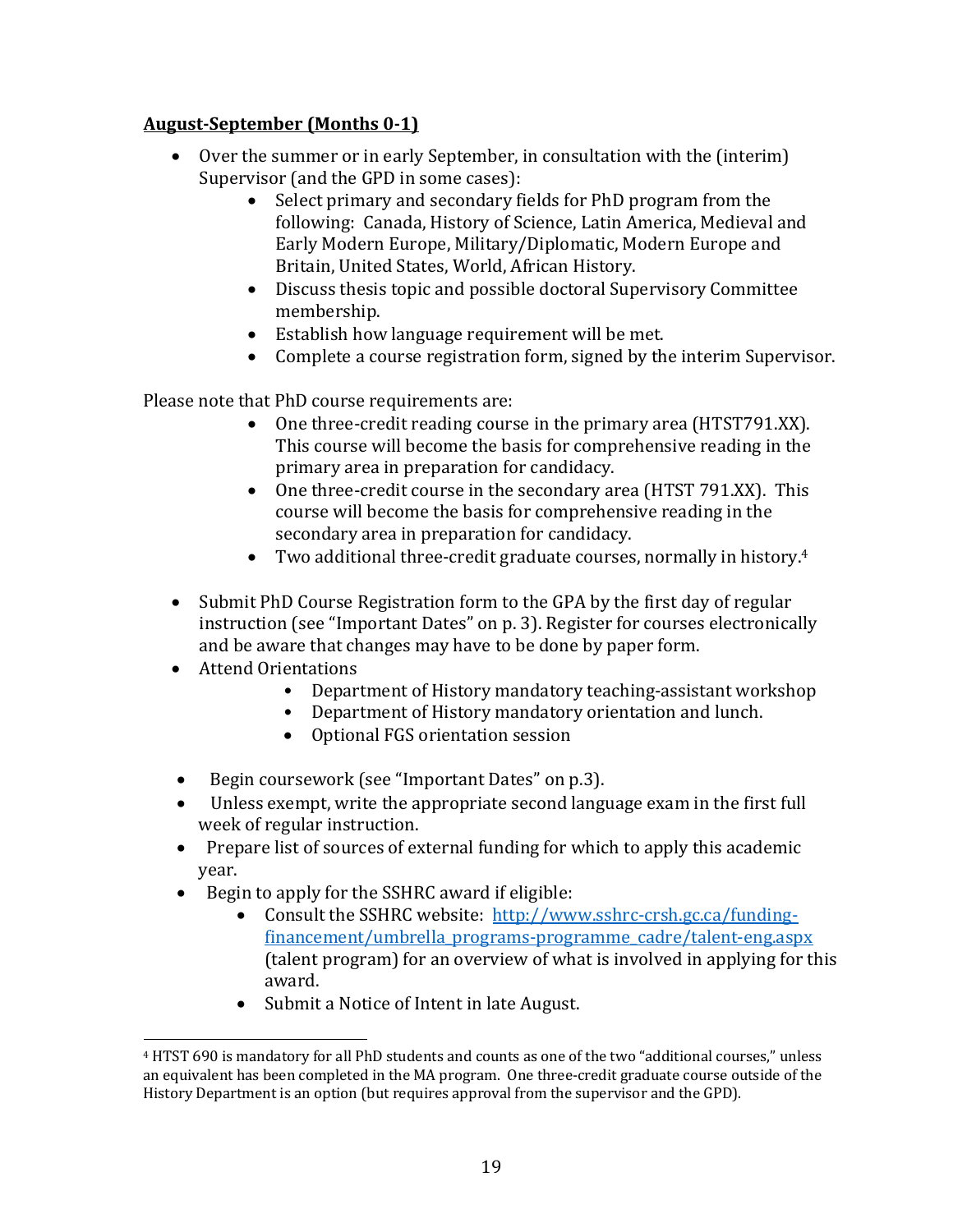**August-September (Months 0-1)**

- Over the summer or in early September, in consultation with the (interim) Supervisor (and the GPD in some cases):
    - Select primary and secondary fields for PhD program from the following: Canada, History of Science, Latin America, Medieval and Early Modern Europe, Military/Diplomatic, Modern Europe and Britain, United States, World, African History.
    - Discuss thesis topic and possible doctoral Supervisory Committee membership.
    - Establish how language requirement will be met.
    - Complete a course registration form, signed by the interim Supervisor.

Please note that PhD course requirements are:

- One three-credit reading course in the primary area (HTST791.XX). This course will become the basis for comprehensive reading in the primary area in preparation for candidacy.
- One three-credit course in the secondary area (HTST 791.XX). This course will become the basis for comprehensive reading in the secondary area in preparation for candidacy.
- Two additional three-credit graduate courses, normally in history.[4]

- Submit PhD Course Registration form to the GPA by the first day of regular instruction (see "Important Dates" on p. 3). Register for courses electronically and be aware that changes may have to be done by paper form.
- Attend Orientations
    - Department of History mandatory teaching-assistant workshop
    - Department of History mandatory orientation and lunch.
    - Optional FGS orientation session
- Begin coursework (see "Important Dates" on p.3).
- Unless exempt, write the appropriate second language exam in the first full week of regular instruction.
- Prepare list of sources of external funding for which to apply this academic year.
- Begin to apply for the SSHRC award if eligible:
    - Consult the SSHRC website: [http://www.sshrc-crsh.gc.ca/funding-financement/umbrella_programs-programme_cadre/talent-eng.aspx](http://www.sshrc-crsh.gc.ca/funding-financement/umbrella_programs-programme_cadre/talent-eng.aspx) (talent program) for an overview of what is involved in applying for this award.
    - Submit a Notice of Intent in late August.

---

[4] HTST 690 is mandatory for all PhD students and counts as one of the two "additional courses," unless an equivalent has been completed in the MA program. One three-credit graduate course outside of the History Department is an option (but requires approval from the supervisor and the GPD).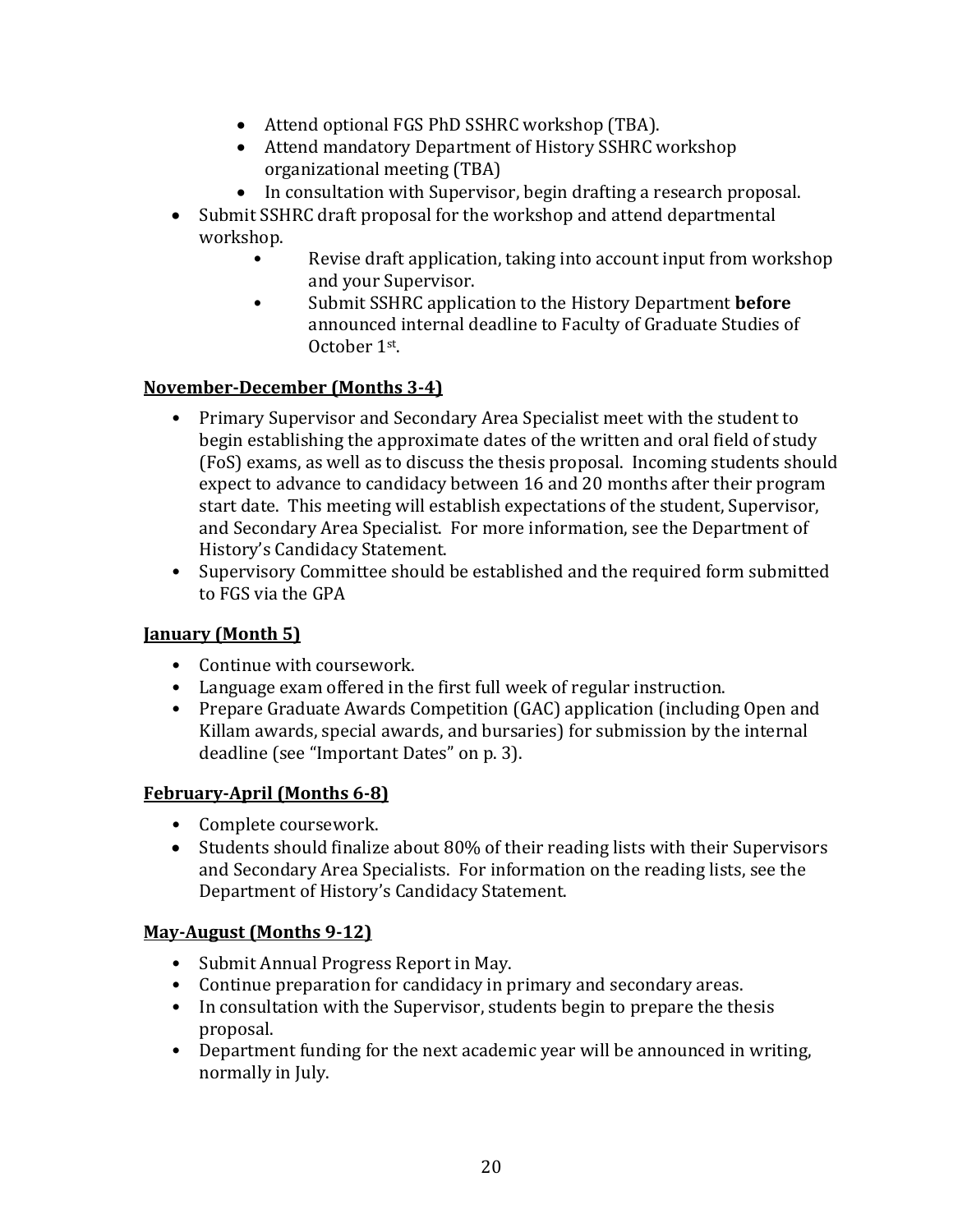- Attend optional FGS PhD SSHRC workshop (TBA).
  - Attend mandatory Department of History SSHRC workshop organizational meeting (TBA)
  - In consultation with Supervisor, begin drafting a research proposal.
- Submit SSHRC draft proposal for the workshop and attend departmental workshop.
  - Revise draft application, taking into account input from workshop and your Supervisor.
  - Submit SSHRC application to the History Department **before** announced internal deadline to Faculty of Graduate Studies of October 1st.

## November-December (Months 3-4)

- Primary Supervisor and Secondary Area Specialist meet with the student to begin establishing the approximate dates of the written and oral field of study (FoS) exams, as well as to discuss the thesis proposal. Incoming students should expect to advance to candidacy between 16 and 20 months after their program start date. This meeting will establish expectations of the student, Supervisor, and Secondary Area Specialist. For more information, see the Department of History's Candidacy Statement.
- Supervisory Committee should be established and the required form submitted to FGS via the GPA

## January (Month 5)

- Continue with coursework.
- Language exam offered in the first full week of regular instruction.
- Prepare Graduate Awards Competition (GAC) application (including Open and Killam awards, special awards, and bursaries) for submission by the internal deadline (see "Important Dates" on p. 3).

## February-April (Months 6-8)

- Complete coursework.
- Students should finalize about 80% of their reading lists with their Supervisors and Secondary Area Specialists. For information on the reading lists, see the Department of History's Candidacy Statement.

## May-August (Months 9-12)

- Submit Annual Progress Report in May.
- Continue preparation for candidacy in primary and secondary areas.
- In consultation with the Supervisor, students begin to prepare the thesis proposal.
- Department funding for the next academic year will be announced in writing, normally in July.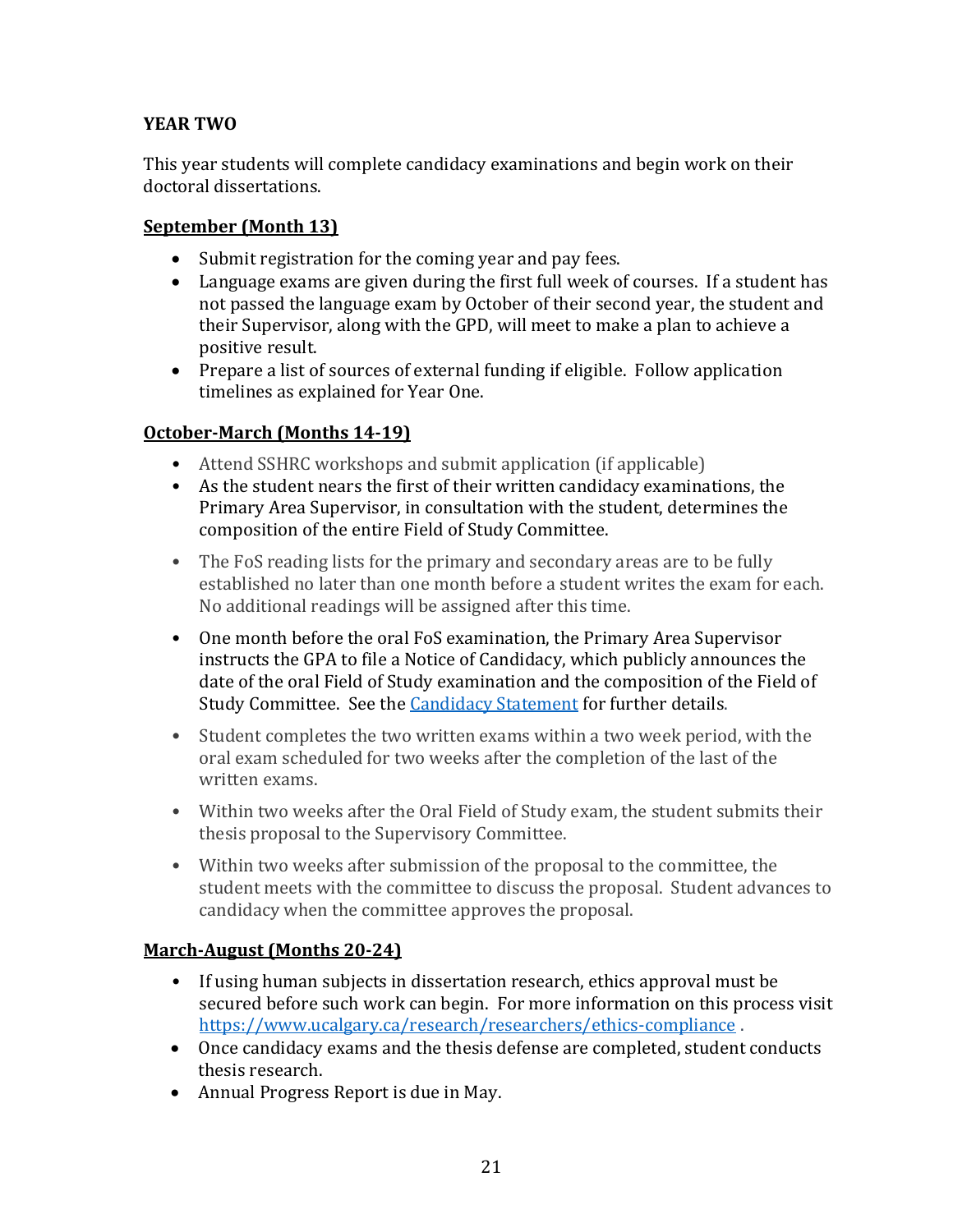**YEAR TWO**

This year students will complete candidacy examinations and begin work on their doctoral dissertations.

**September (Month 13)**

- Submit registration for the coming year and pay fees.
- Language exams are given during the first full week of courses. If a student has not passed the language exam by October of their second year, the student and their Supervisor, along with the GPD, will meet to make a plan to achieve a positive result.
- Prepare a list of sources of external funding if eligible. Follow application timelines as explained for Year One.

**October-March (Months 14-19)**

- Attend SSHRC workshops and submit application (if applicable)
- As the student nears the first of their written candidacy examinations, the Primary Area Supervisor, in consultation with the student, determines the composition of the entire Field of Study Committee.
- The FoS reading lists for the primary and secondary areas are to be fully established no later than one month before a student writes the exam for each. No additional readings will be assigned after this time.
- One month before the oral FoS examination, the Primary Area Supervisor instructs the GPA to file a Notice of Candidacy, which publicly announces the date of the oral Field of Study examination and the composition of the Field of Study Committee. See the Candidacy Statement for further details.
- Student completes the two written exams within a two week period, with the oral exam scheduled for two weeks after the completion of the last of the written exams.
- Within two weeks after the Oral Field of Study exam, the student submits their thesis proposal to the Supervisory Committee.
- Within two weeks after submission of the proposal to the committee, the student meets with the committee to discuss the proposal. Student advances to candidacy when the committee approves the proposal.

**March-August (Months 20-24)**

- If using human subjects in dissertation research, ethics approval must be secured before such work can begin. For more information on this process visit https://www.ucalgary.ca/research/researchers/ethics-compliance .
- Once candidacy exams and the thesis defense are completed, student conducts thesis research.
- Annual Progress Report is due in May.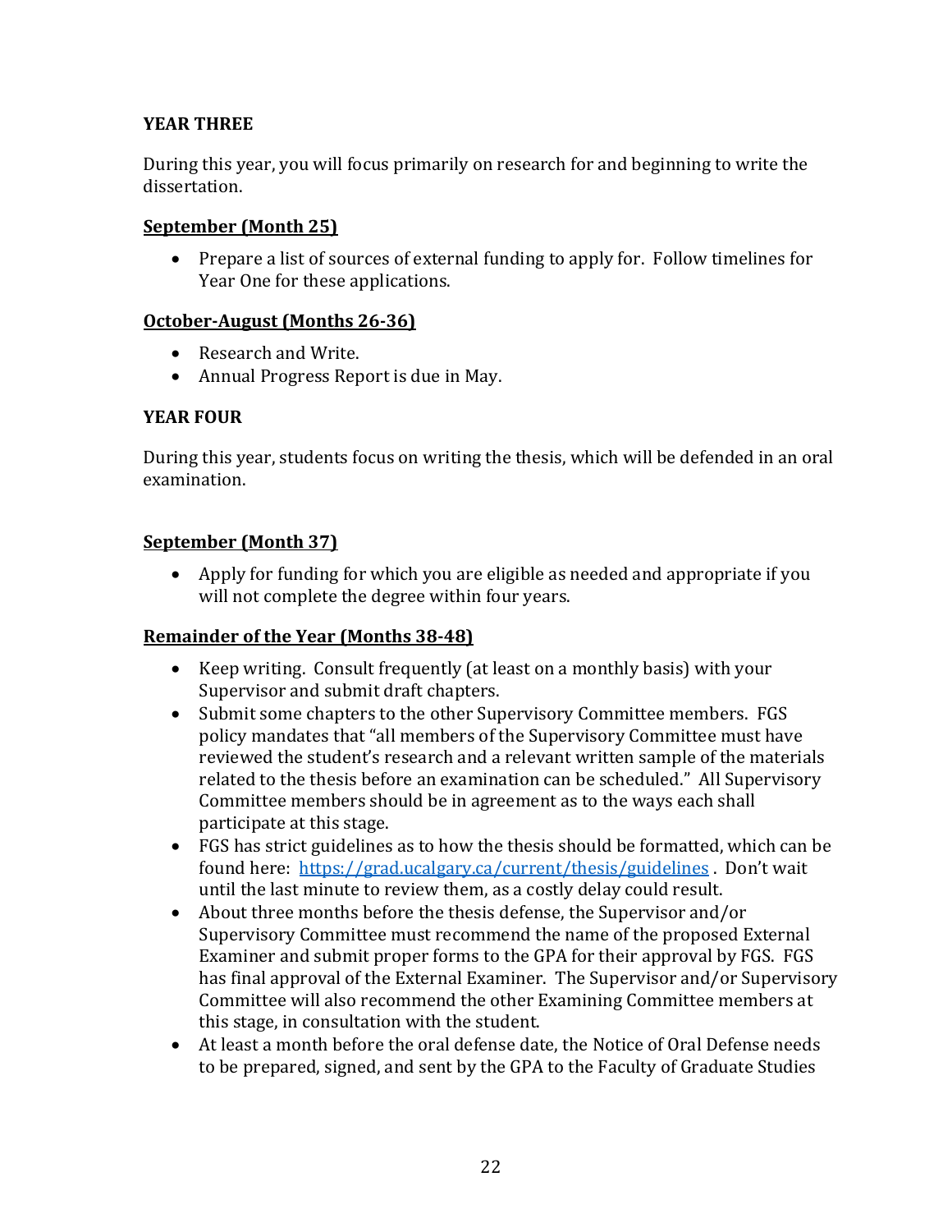**YEAR THREE**

During this year, you will focus primarily on research for and beginning to write the dissertation.

**September (Month 25)**

- Prepare a list of sources of external funding to apply for. Follow timelines for Year One for these applications.

**October-August (Months 26-36)**

- Research and Write.
- Annual Progress Report is due in May.

**YEAR FOUR**

During this year, students focus on writing the thesis, which will be defended in an oral examination.

**September (Month 37)**

- Apply for funding for which you are eligible as needed and appropriate if you will not complete the degree within four years.

**Remainder of the Year (Months 38-48)**

- Keep writing. Consult frequently (at least on a monthly basis) with your Supervisor and submit draft chapters.
- Submit some chapters to the other Supervisory Committee members. FGS policy mandates that "all members of the Supervisory Committee must have reviewed the student's research and a relevant written sample of the materials related to the thesis before an examination can be scheduled." All Supervisory Committee members should be in agreement as to the ways each shall participate at this stage.
- FGS has strict guidelines as to how the thesis should be formatted, which can be found here: [https://grad.ucalgary.ca/current/thesis/guidelines](https://grad.ucalgary.ca/current/thesis/guidelines) . Don't wait until the last minute to review them, as a costly delay could result.
- About three months before the thesis defense, the Supervisor and/or Supervisory Committee must recommend the name of the proposed External Examiner and submit proper forms to the GPA for their approval by FGS. FGS has final approval of the External Examiner. The Supervisor and/or Supervisory Committee will also recommend the other Examining Committee members at this stage, in consultation with the student.
- At least a month before the oral defense date, the Notice of Oral Defense needs to be prepared, signed, and sent by the GPA to the Faculty of Graduate Studies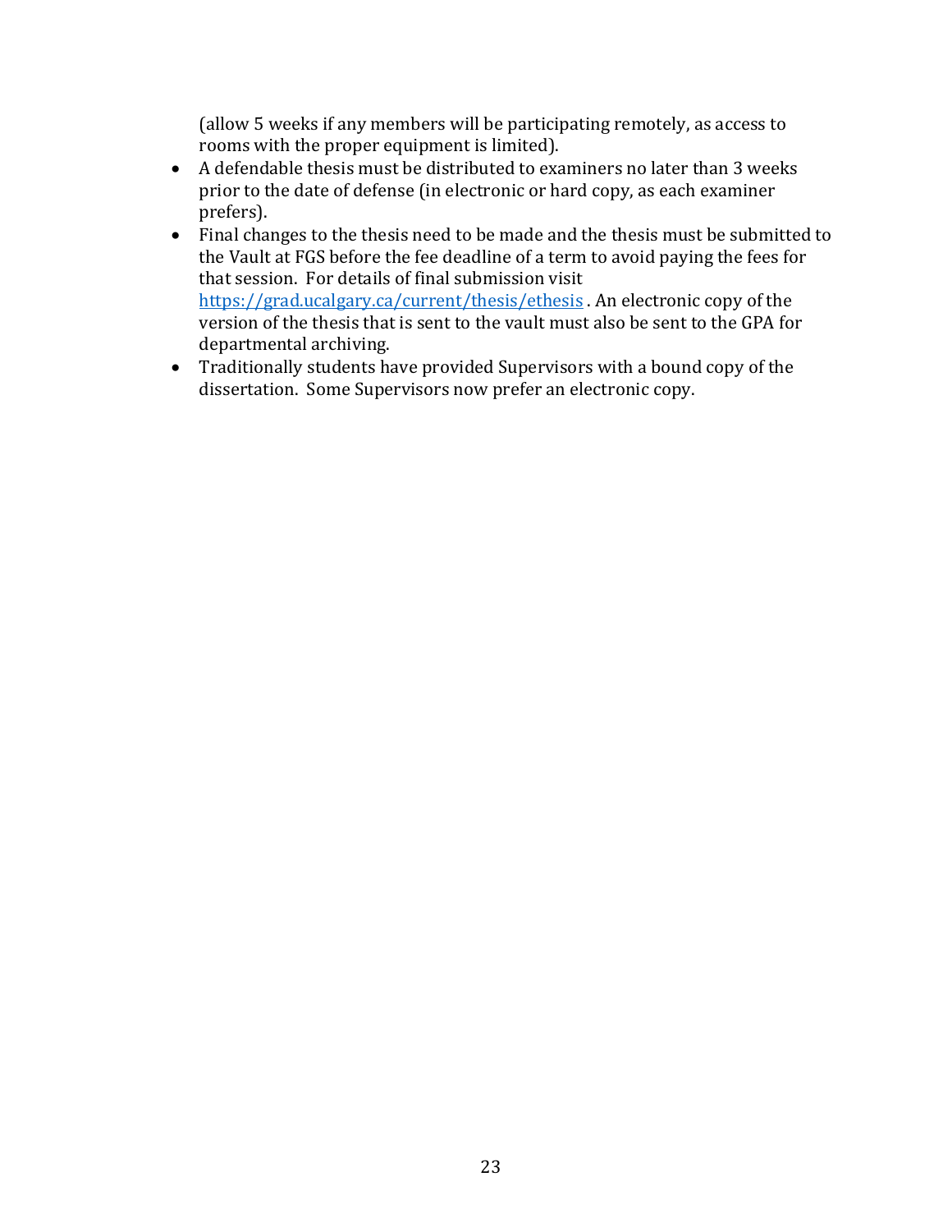(allow 5 weeks if any members will be participating remotely, as access to rooms with the proper equipment is limited).

- A defendable thesis must be distributed to examiners no later than 3 weeks prior to the date of defense (in electronic or hard copy, as each examiner prefers).
- Final changes to the thesis need to be made and the thesis must be submitted to the Vault at FGS before the fee deadline of a term to avoid paying the fees for that session. For details of final submission visit https://grad.ucalgary.ca/current/thesis/ethesis . An electronic copy of the version of the thesis that is sent to the vault must also be sent to the GPA for departmental archiving.
- Traditionally students have provided Supervisors with a bound copy of the dissertation. Some Supervisors now prefer an electronic copy.